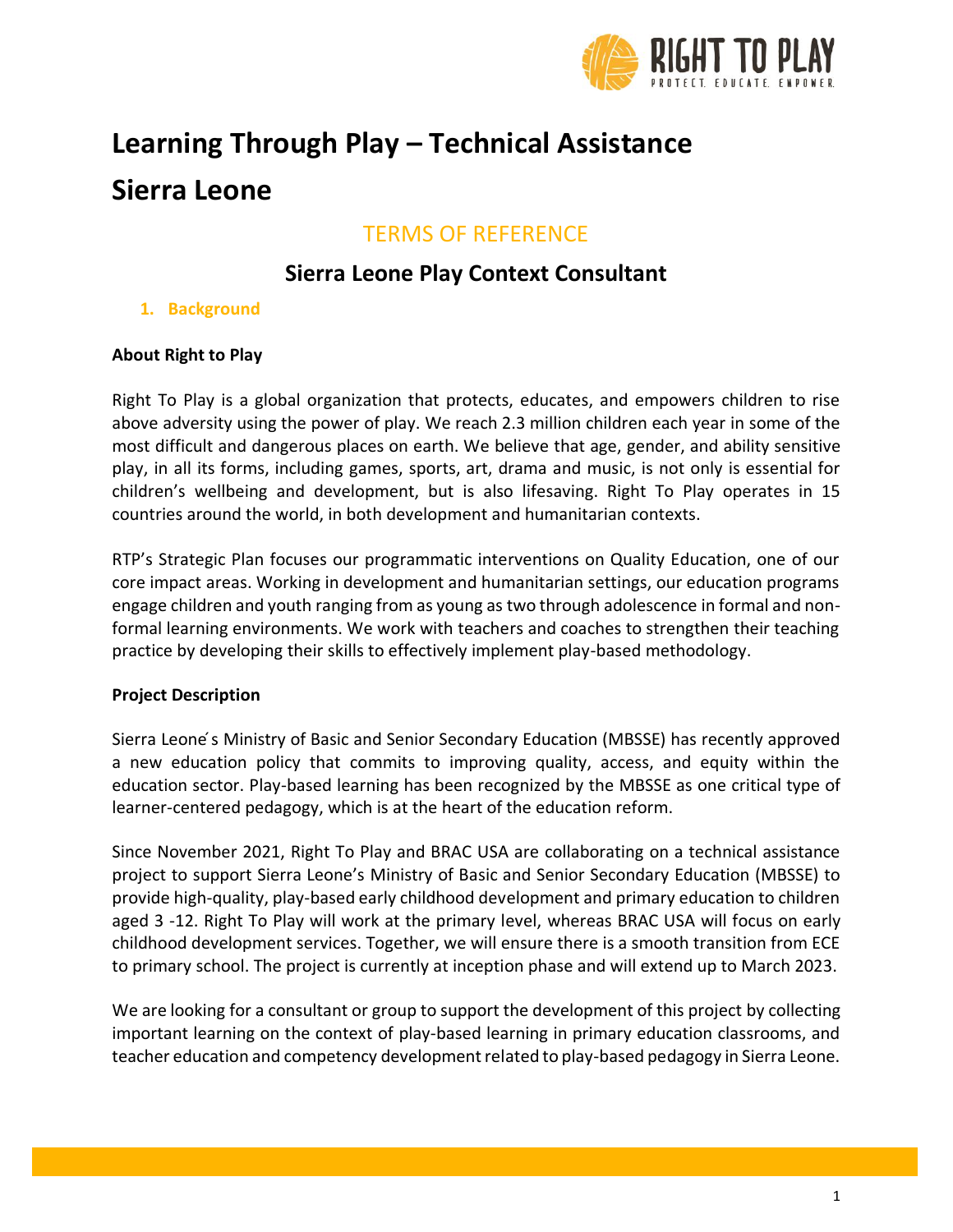# Learning Through Play – Technical Assistance

# Sierra Leone

## TERMS OF REFERENCE

## Sierra Leone Play Context Consultant

### 1. Background

**About Right to Play**

Right To Play is a global organization that protects, educates, and empowers children to rise above adversity using the power of play. We reach 2.3 million children each year in some of the most difficult and dangerous places on earth. We believe that age, gender, and ability sensitive play, in all its forms, including games, sports, art, drama and music, is not only is essential for children's wellbeing and development, but is also lifesaving. Right To Play operates in 15 countries around the world, in both development and humanitarian contexts.

RTP's Strategic Plan focuses our programmatic interventions on Quality Education, one of our core impact areas. Working in development and humanitarian settings, our education programs engage children and youth ranging from as young as two through adolescence in formal and non-formal learning environments. We work with teachers and coaches to strengthen their teaching practice by developing their skills to effectively implement play-based methodology.

**Project Description**

Sierra Leone´s Ministry of Basic and Senior Secondary Education (MBSSE) has recently approved a new education policy that commits to improving quality, access, and equity within the education sector. Play-based learning has been recognized by the MBSSE as one critical type of learner-centered pedagogy, which is at the heart of the education reform.

Since November 2021, Right To Play and BRAC USA are collaborating on a technical assistance project to support Sierra Leone's Ministry of Basic and Senior Secondary Education (MBSSE) to provide high-quality, play-based early childhood development and primary education to children aged 3 -12. Right To Play will work at the primary level, whereas BRAC USA will focus on early childhood development services. Together, we will ensure there is a smooth transition from ECE to primary school. The project is currently at inception phase and will extend up to March 2023.

We are looking for a consultant or group to support the development of this project by collecting important learning on the context of play-based learning in primary education classrooms, and teacher education and competency development related to play-based pedagogy in Sierra Leone.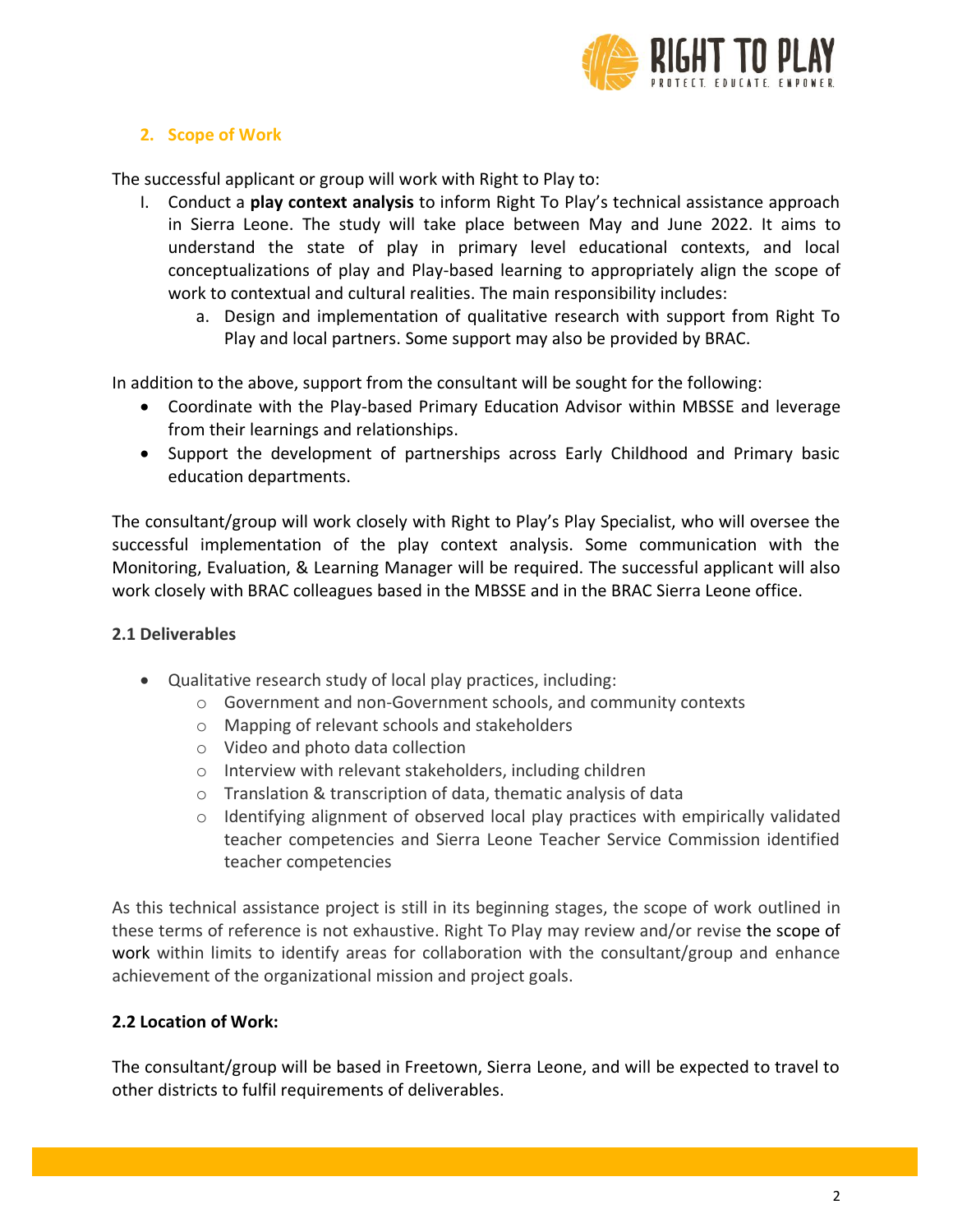## 2. Scope of Work

The successful applicant or group will work with Right to Play to:

I. Conduct a **play context analysis** to inform Right To Play's technical assistance approach in Sierra Leone. The study will take place between May and June 2022. It aims to understand the state of play in primary level educational contexts, and local conceptualizations of play and Play-based learning to appropriately align the scope of work to contextual and cultural realities. The main responsibility includes:
   a. Design and implementation of qualitative research with support from Right To Play and local partners. Some support may also be provided by BRAC.

In addition to the above, support from the consultant will be sought for the following:

- Coordinate with the Play-based Primary Education Advisor within MBSSE and leverage from their learnings and relationships.
- Support the development of partnerships across Early Childhood and Primary basic education departments.

The consultant/group will work closely with Right to Play's Play Specialist, who will oversee the successful implementation of the play context analysis. Some communication with the Monitoring, Evaluation, & Learning Manager will be required. The successful applicant will also work closely with BRAC colleagues based in the MBSSE and in the BRAC Sierra Leone office.

### 2.1 Deliverables

- Qualitative research study of local play practices, including:
  - Government and non-Government schools, and community contexts
  - Mapping of relevant schools and stakeholders
  - Video and photo data collection
  - Interview with relevant stakeholders, including children
  - Translation & transcription of data, thematic analysis of data
  - Identifying alignment of observed local play practices with empirically validated teacher competencies and Sierra Leone Teacher Service Commission identified teacher competencies

As this technical assistance project is still in its beginning stages, the scope of work outlined in these terms of reference is not exhaustive. Right To Play may review and/or revise the scope of work within limits to identify areas for collaboration with the consultant/group and enhance achievement of the organizational mission and project goals.

### 2.2 Location of Work:

The consultant/group will be based in Freetown, Sierra Leone, and will be expected to travel to other districts to fulfil requirements of deliverables.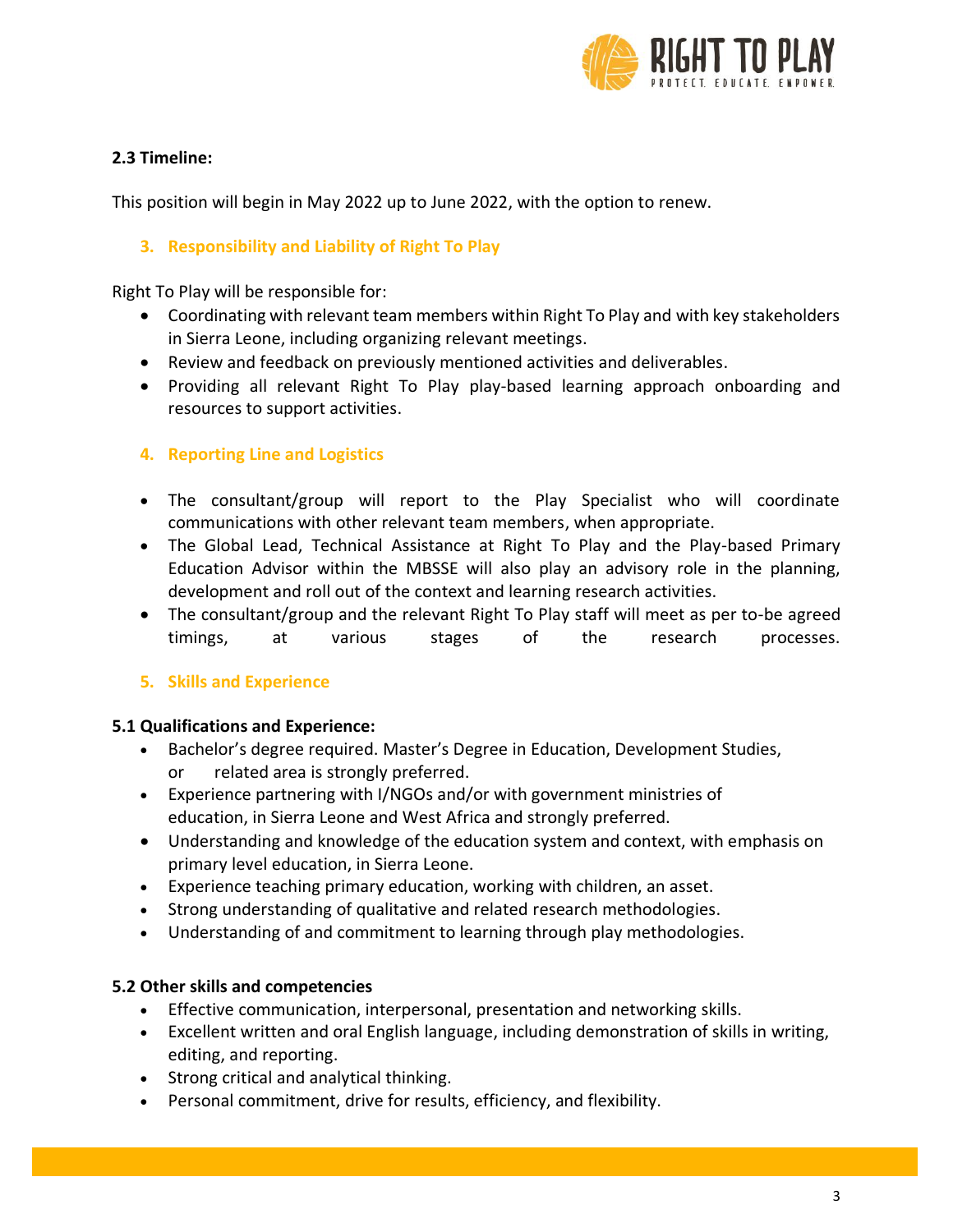**2.3 Timeline:**

This position will begin in May 2022 up to June 2022, with the option to renew.

## 3. Responsibility and Liability of Right To Play

Right To Play will be responsible for:

- Coordinating with relevant team members within Right To Play and with key stakeholders in Sierra Leone, including organizing relevant meetings.
- Review and feedback on previously mentioned activities and deliverables.
- Providing all relevant Right To Play play-based learning approach onboarding and resources to support activities.

## 4. Reporting Line and Logistics

- The consultant/group will report to the Play Specialist who will coordinate communications with other relevant team members, when appropriate.
- The Global Lead, Technical Assistance at Right To Play and the Play-based Primary Education Advisor within the MBSSE will also play an advisory role in the planning, development and roll out of the context and learning research activities.
- The consultant/group and the relevant Right To Play staff will meet as per to-be agreed timings, at various stages of the research processes.

## 5. Skills and Experience

**5.1 Qualifications and Experience:**

- Bachelor's degree required. Master's Degree in Education, Development Studies, or related area is strongly preferred.
- Experience partnering with I/NGOs and/or with government ministries of education, in Sierra Leone and West Africa and strongly preferred.
- Understanding and knowledge of the education system and context, with emphasis on primary level education, in Sierra Leone.
- Experience teaching primary education, working with children, an asset.
- Strong understanding of qualitative and related research methodologies.
- Understanding of and commitment to learning through play methodologies.

**5.2 Other skills and competencies**

- Effective communication, interpersonal, presentation and networking skills.
- Excellent written and oral English language, including demonstration of skills in writing, editing, and reporting.
- Strong critical and analytical thinking.
- Personal commitment, drive for results, efficiency, and flexibility.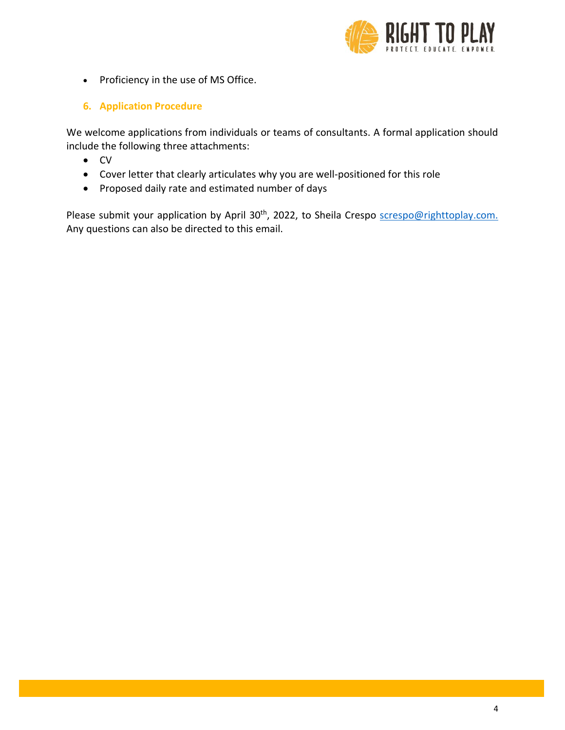- Proficiency in the use of MS Office.

## 6. Application Procedure

We welcome applications from individuals or teams of consultants. A formal application should include the following three attachments:

- CV
- Cover letter that clearly articulates why you are well-positioned for this role
- Proposed daily rate and estimated number of days

Please submit your application by April 30th, 2022, to Sheila Crespo screspo@righttoplay.com. Any questions can also be directed to this email.